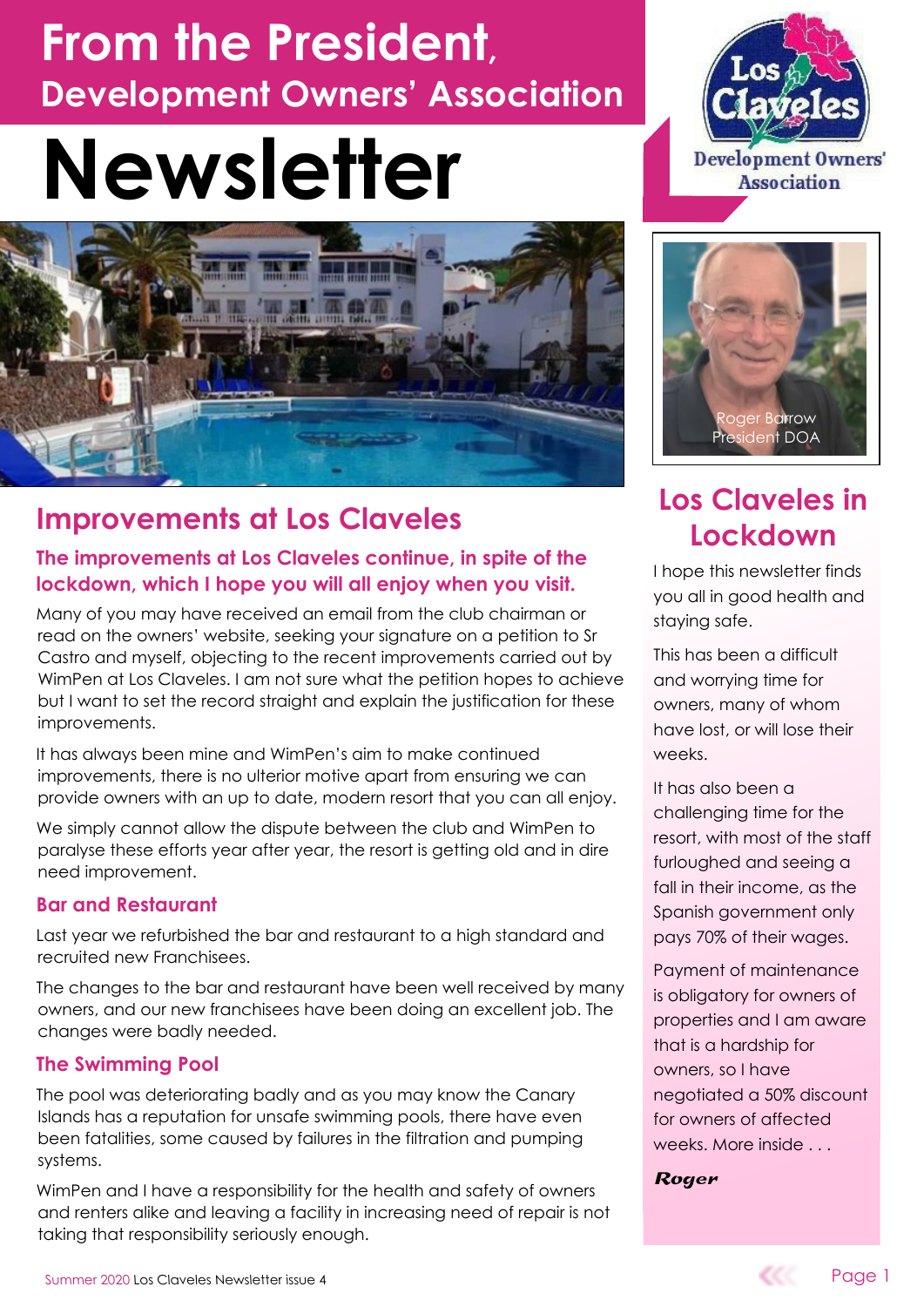# From the President, Development Owners' Association

# Newsletter

Los Claveles Development Owners' Association

Roger Barrow
President DOA

## Improvements at Los Claveles

### The improvements at Los Claveles continue, in spite of the lockdown, which I hope you will all enjoy when you visit.

Many of you may have received an email from the club chairman or read on the owners' website, seeking your signature on a petition to Sr Castro and myself, objecting to the recent improvements carried out by WimPen at Los Claveles. I am not sure what the petition hopes to achieve but I want to set the record straight and explain the justification for these improvements.

It has always been mine and WimPen's aim to make continued improvements, there is no ulterior motive apart from ensuring we can provide owners with an up to date, modern resort that you can all enjoy.

We simply cannot allow the dispute between the club and WimPen to paralyse these efforts year after year, the resort is getting old and in dire need improvement.

### Bar and Restaurant

Last year we refurbished the bar and restaurant to a high standard and recruited new Franchisees.

The changes to the bar and restaurant have been well received by many owners, and our new franchisees have been doing an excellent job. The changes were badly needed.

### The Swimming Pool

The pool was deteriorating badly and as you may know the Canary Islands has a reputation for unsafe swimming pools, there have even been fatalities, some caused by failures in the filtration and pumping systems.

WimPen and I have a responsibility for the health and safety of owners and renters alike and leaving a facility in increasing need of repair is not taking that responsibility seriously enough.

## Los Claveles in Lockdown

I hope this newsletter finds you all in good health and staying safe.

This has been a difficult and worrying time for owners, many of whom have lost, or will lose their weeks.

It has also been a challenging time for the resort, with most of the staff furloughed and seeing a fall in their income, as the Spanish government only pays 70% of their wages.

Payment of maintenance is obligatory for owners of properties and I am aware that is a hardship for owners, so I have negotiated a 50% discount for owners of affected weeks. More inside . . .

***Roger***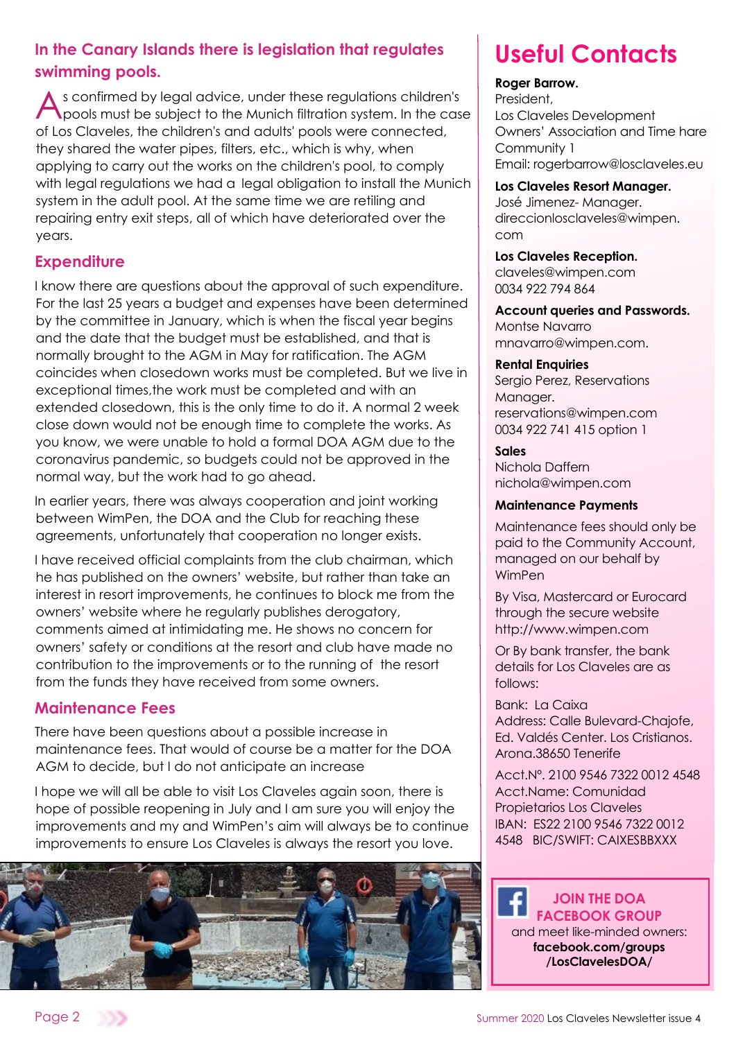## In the Canary Islands there is legislation that regulates swimming pools.

As confirmed by legal advice, under these regulations children's pools must be subject to the Munich filtration system. In the case of Los Claveles, the children's and adults' pools were connected, they shared the water pipes, filters, etc., which is why, when applying to carry out the works on the children's pool, to comply with legal regulations we had a legal obligation to install the Munich system in the adult pool. At the same time we are retiling and repairing entry exit steps, all of which have deteriorated over the years.

## Expenditure

I know there are questions about the approval of such expenditure. For the last 25 years a budget and expenses have been determined by the committee in January, which is when the fiscal year begins and the date that the budget must be established, and that is normally brought to the AGM in May for ratification. The AGM coincides when closedown works must be completed. But we live in exceptional times,the work must be completed and with an extended closedown, this is the only time to do it. A normal 2 week close down would not be enough time to complete the works. As you know, we were unable to hold a formal DOA AGM due to the coronavirus pandemic, so budgets could not be approved in the normal way, but the work had to go ahead.

In earlier years, there was always cooperation and joint working between WimPen, the DOA and the Club for reaching these agreements, unfortunately that cooperation no longer exists.

I have received official complaints from the club chairman, which he has published on the owners' website, but rather than take an interest in resort improvements, he continues to block me from the owners' website where he regularly publishes derogatory, comments aimed at intimidating me. He shows no concern for owners' safety or conditions at the resort and club have made no contribution to the improvements or to the running of the resort from the funds they have received from some owners.

## Maintenance Fees

There have been questions about a possible increase in maintenance fees. That would of course be a matter for the DOA AGM to decide, but I do not anticipate an increase

I hope we will all be able to visit Los Claveles again soon, there is hope of possible reopening in July and I am sure you will enjoy the improvements and my and WimPen's aim will always be to continue improvements to ensure Los Claveles is always the resort you love.

# Useful Contacts

**Roger Barrow.**
President,
Los Claveles Development Owners' Association and Time hare Community 1
Email: rogerbarrow@losclaveles.eu

**Los Claveles Resort Manager.**
José Jimenez- Manager.
direccionlosclaveles@wimpen.com

**Los Claveles Reception.**
claveles@wimpen.com
0034 922 794 864

**Account queries and Passwords.**
Montse Navarro
mnavarro@wimpen.com.

**Rental Enquiries**
Sergio Perez, Reservations Manager.
reservations@wimpen.com
0034 922 741 415 option 1

**Sales**
Nichola Daffern
nichola@wimpen.com

**Maintenance Payments**

Maintenance fees should only be paid to the Community Account, managed on our behalf by WimPen

By Visa, Mastercard or Eurocard through the secure website http://www.wimpen.com

Or By bank transfer, the bank details for Los Claveles are as follows:

Bank: La Caixa
Address: Calle Bulevard-Chajofe, Ed. Valdés Center. Los Cristianos. Arona.38650 Tenerife

Acct.Nº. 2100 9546 7322 0012 4548
Acct.Name: Comunidad Propietarios Los Claveles
IBAN: ES22 2100 9546 7322 0012 4548 BIC/SWIFT: CAIXESBBXXX

**JOIN THE DOA FACEBOOK GROUP**
and meet like-minded owners:
**facebook.com/groups/LosClavelesDOA/**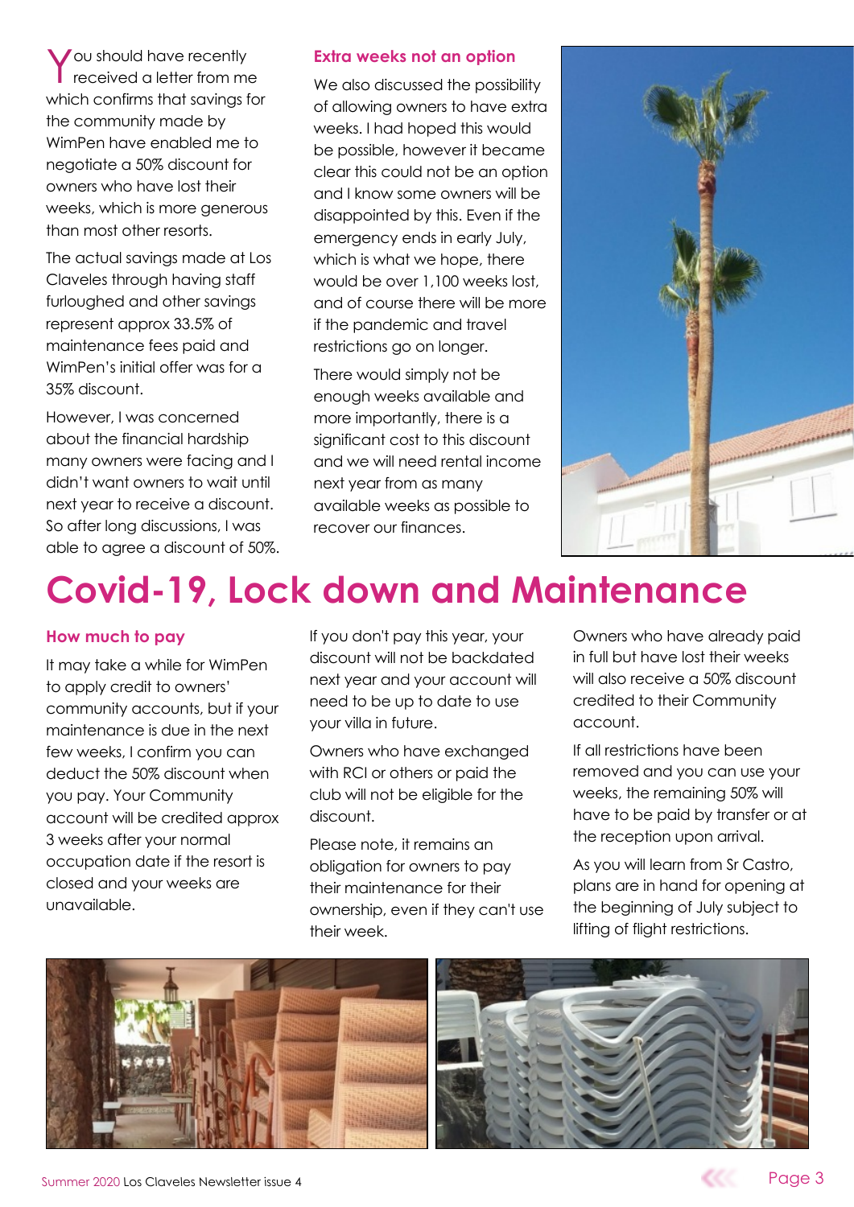You should have recently received a letter from me which confirms that savings for the community made by WimPen have enabled me to negotiate a 50% discount for owners who have lost their weeks, which is more generous than most other resorts.

The actual savings made at Los Claveles through having staff furloughed and other savings represent approx 33.5% of maintenance fees paid and WimPen's initial offer was for a 35% discount.

However, I was concerned about the financial hardship many owners were facing and I didn't want owners to wait until next year to receive a discount. So after long discussions, I was able to agree a discount of 50%.

### Extra weeks not an option

We also discussed the possibility of allowing owners to have extra weeks. I had hoped this would be possible, however it became clear this could not be an option and I know some owners will be disappointed by this. Even if the emergency ends in early July, which is what we hope, there would be over 1,100 weeks lost, and of course there will be more if the pandemic and travel restrictions go on longer.

There would simply not be enough weeks available and more importantly, there is a significant cost to this discount and we will need rental income next year from as many available weeks as possible to recover our finances.

# Covid-19, Lock down and Maintenance

### How much to pay

It may take a while for WimPen to apply credit to owners' community accounts, but if your maintenance is due in the next few weeks, I confirm you can deduct the 50% discount when you pay. Your Community account will be credited approx 3 weeks after your normal occupation date if the resort is closed and your weeks are unavailable.

If you don't pay this year, your discount will not be backdated next year and your account will need to be up to date to use your villa in future.

Owners who have exchanged with RCI or others or paid the club will not be eligible for the discount.

Please note, it remains an obligation for owners to pay their maintenance for their ownership, even if they can't use their week.

Owners who have already paid in full but have lost their weeks will also receive a 50% discount credited to their Community account.

If all restrictions have been removed and you can use your weeks, the remaining 50% will have to be paid by transfer or at the reception upon arrival.

As you will learn from Sr Castro, plans are in hand for opening at the beginning of July subject to lifting of flight restrictions.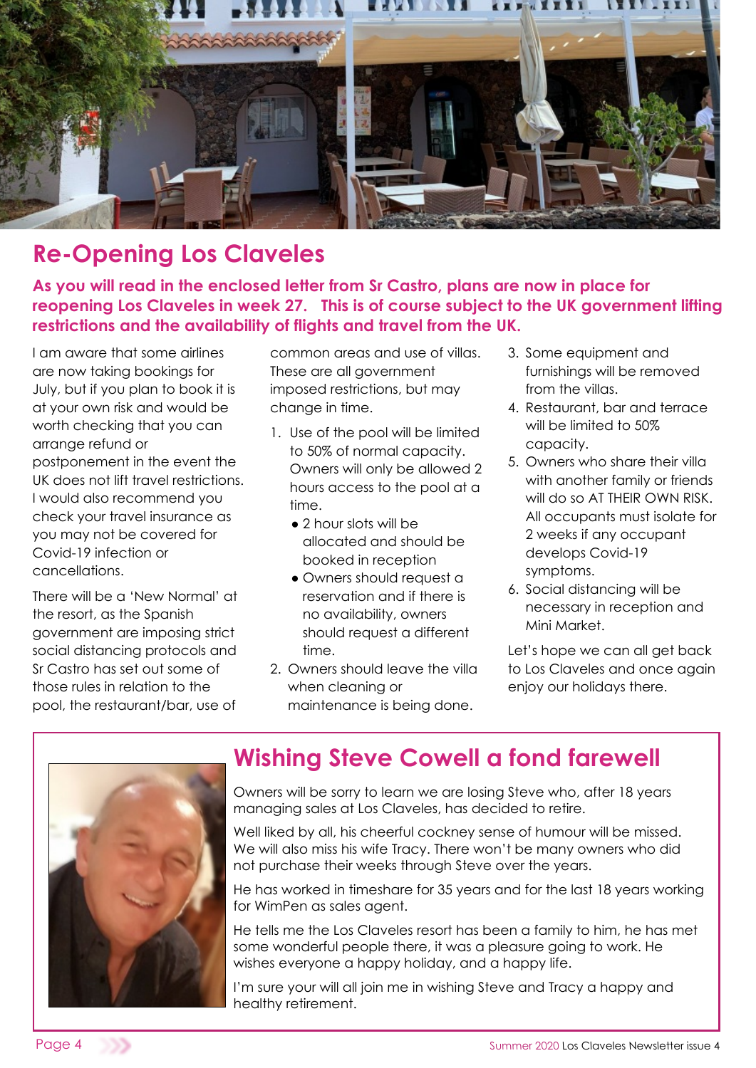## Re-Opening Los Claveles

**As you will read in the enclosed letter from Sr Castro, plans are now in place for reopening Los Claveles in week 27. This is of course subject to the UK government lifting restrictions and the availability of flights and travel from the UK.**

I am aware that some airlines are now taking bookings for July, but if you plan to book it is at your own risk and would be worth checking that you can arrange refund or postponement in the event the UK does not lift travel restrictions. I would also recommend you check your travel insurance as you may not be covered for Covid-19 infection or cancellations.

There will be a 'New Normal' at the resort, as the Spanish government are imposing strict social distancing protocols and Sr Castro has set out some of those rules in relation to the pool, the restaurant/bar, use of common areas and use of villas. These are all government imposed restrictions, but may change in time.

1. Use of the pool will be limited to 50% of normal capacity. Owners will only be allowed 2 hours access to the pool at a time.
   - 2 hour slots will be allocated and should be booked in reception
   - Owners should request a reservation and if there is no availability, owners should request a different time.
2. Owners should leave the villa when cleaning or maintenance is being done.
3. Some equipment and furnishings will be removed from the villas.
4. Restaurant, bar and terrace will be limited to 50% capacity.
5. Owners who share their villa with another family or friends will do so AT THEIR OWN RISK. All occupants must isolate for 2 weeks if any occupant develops Covid-19 symptoms.
6. Social distancing will be necessary in reception and Mini Market.

Let's hope we can all get back to Los Claveles and once again enjoy our holidays there.

## Wishing Steve Cowell a fond farewell

Owners will be sorry to learn we are losing Steve who, after 18 years managing sales at Los Claveles, has decided to retire.

Well liked by all, his cheerful cockney sense of humour will be missed. We will also miss his wife Tracy. There won't be many owners who did not purchase their weeks through Steve over the years.

He has worked in timeshare for 35 years and for the last 18 years working for WimPen as sales agent.

He tells me the Los Claveles resort has been a family to him, he has met some wonderful people there, it was a pleasure going to work. He wishes everyone a happy holiday, and a happy life.

I'm sure your will all join me in wishing Steve and Tracy a happy and healthy retirement.